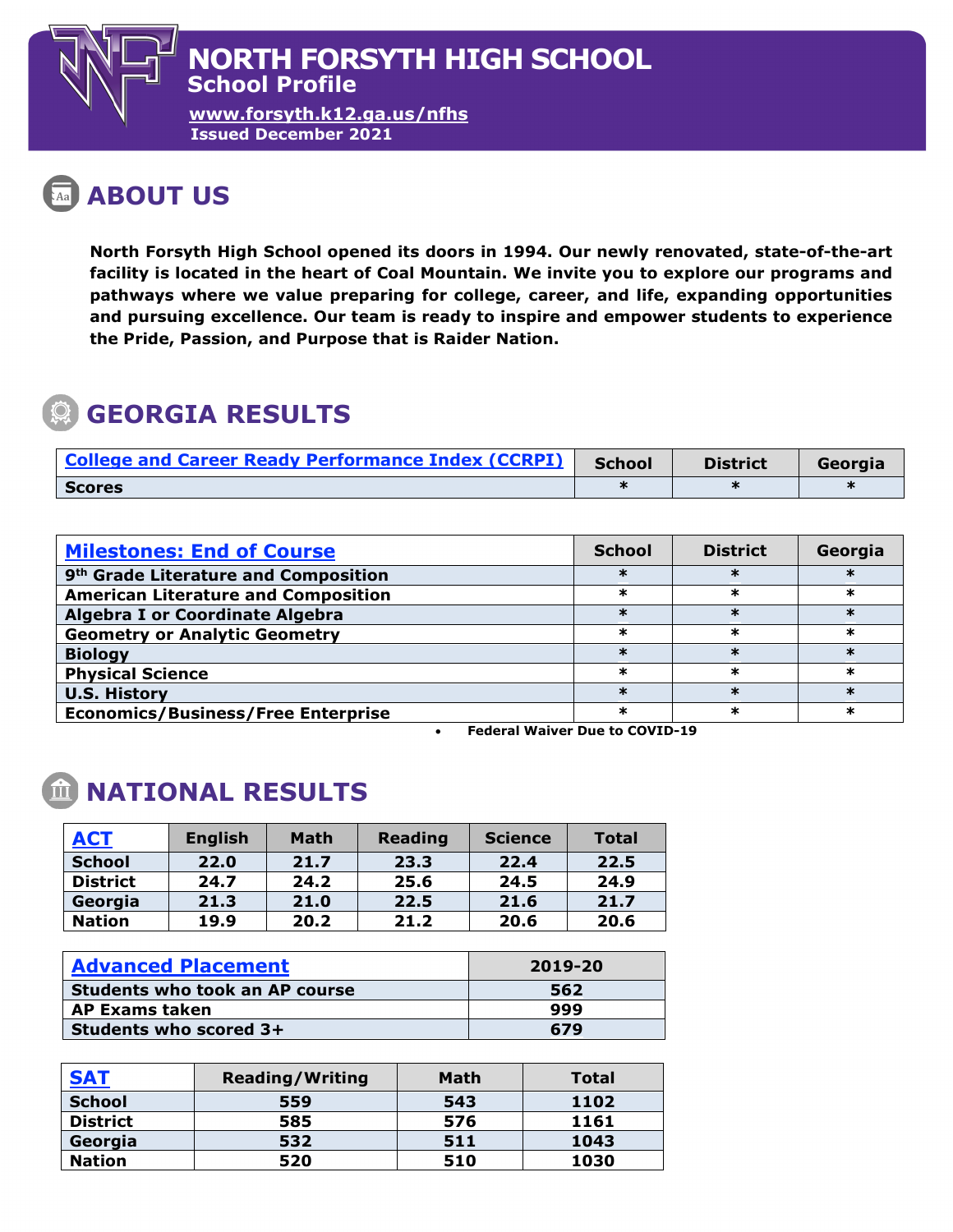# NORTH FORSYTH HIGH SCHOOL

## School Profile

www.forsyth.k12.ga.us/nfhs

**Issued December 2021**

## ABOUT US

**North Forsyth High School opened its doors in 1994. Our newly renovated, state-of-the-art facility is located in the heart of Coal Mountain. We invite you to explore our programs and pathways where we value preparing for college, career, and life, expanding opportunities and pursuing excellence. Our team is ready to inspire and empower students to experience the Pride, Passion, and Purpose that is Raider Nation.**

## GEORGIA RESULTS

| College and Career Ready Performance Index (CCRPI) | School | District | Georgia |
|---|---|---|---|
| Scores | * | * | * |

| Milestones: End of Course | School | District | Georgia |
|---|---|---|---|
| 9th Grade Literature and Composition | * | * | * |
| American Literature and Composition | * | * | * |
| Algebra I or Coordinate Algebra | * | * | * |
| Geometry or Analytic Geometry | * | * | * |
| Biology | * | * | * |
| Physical Science | * | * | * |
| U.S. History | * | * | * |
| Economics/Business/Free Enterprise | * | * | * |

- **Federal Waiver Due to COVID-19**

## NATIONAL RESULTS

| ACT | English | Math | Reading | Science | Total |
|---|---|---|---|---|---|
| School | 22.0 | 21.7 | 23.3 | 22.4 | 22.5 |
| District | 24.7 | 24.2 | 25.6 | 24.5 | 24.9 |
| Georgia | 21.3 | 21.0 | 22.5 | 21.6 | 21.7 |
| Nation | 19.9 | 20.2 | 21.2 | 20.6 | 20.6 |

| Advanced Placement | 2019-20 |
|---|---|
| Students who took an AP course | 562 |
| AP Exams taken | 999 |
| Students who scored 3+ | 679 |

| SAT | Reading/Writing | Math | Total |
|---|---|---|---|
| School | 559 | 543 | 1102 |
| District | 585 | 576 | 1161 |
| Georgia | 532 | 511 | 1043 |
| Nation | 520 | 510 | 1030 |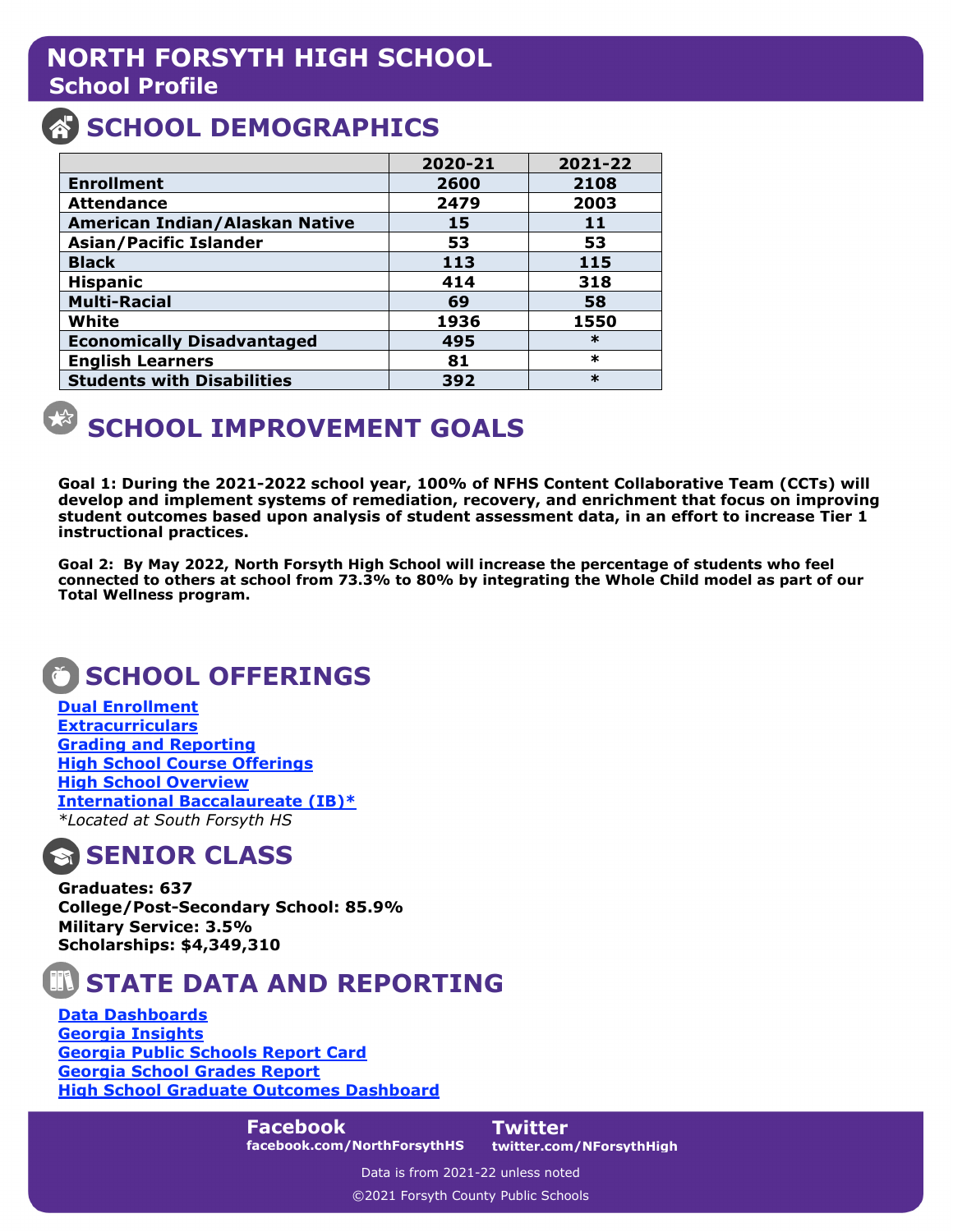# NORTH FORSYTH HIGH SCHOOL

## School Profile

## SCHOOL DEMOGRAPHICS

| | 2020-21 | 2021-22 |
|---|---|---|
| Enrollment | 2600 | 2108 |
| Attendance | 2479 | 2003 |
| American Indian/Alaskan Native | 15 | 11 |
| Asian/Pacific Islander | 53 | 53 |
| Black | 113 | 115 |
| Hispanic | 414 | 318 |
| Multi-Racial | 69 | 58 |
| White | 1936 | 1550 |
| Economically Disadvantaged | 495 | * |
| English Learners | 81 | * |
| Students with Disabilities | 392 | * |

## SCHOOL IMPROVEMENT GOALS

**Goal 1: During the 2021-2022 school year, 100% of NFHS Content Collaborative Team (CCTs) will develop and implement systems of remediation, recovery, and enrichment that focus on improving student outcomes based upon analysis of student assessment data, in an effort to increase Tier 1 instructional practices.**

**Goal 2: By May 2022, North Forsyth High School will increase the percentage of students who feel connected to others at school from 73.3% to 80% by integrating the Whole Child model as part of our Total Wellness program.**

## SCHOOL OFFERINGS

- Dual Enrollment
- Extracurriculars
- Grading and Reporting
- High School Course Offerings
- High School Overview
- International Baccalaureate (IB)*

*Located at South Forsyth HS*

## SENIOR CLASS

**Graduates: 637**
**College/Post-Secondary School: 85.9%**
**Military Service: 3.5%**
**Scholarships: $4,349,310**

## STATE DATA AND REPORTING

- Data Dashboards
- Georgia Insights
- Georgia Public Schools Report Card
- Georgia School Grades Report
- High School Graduate Outcomes Dashboard

**Facebook**
facebook.com/NorthForsythHS

**Twitter**
twitter.com/NForsythHigh

Data is from 2021-22 unless noted

©2021 Forsyth County Public Schools